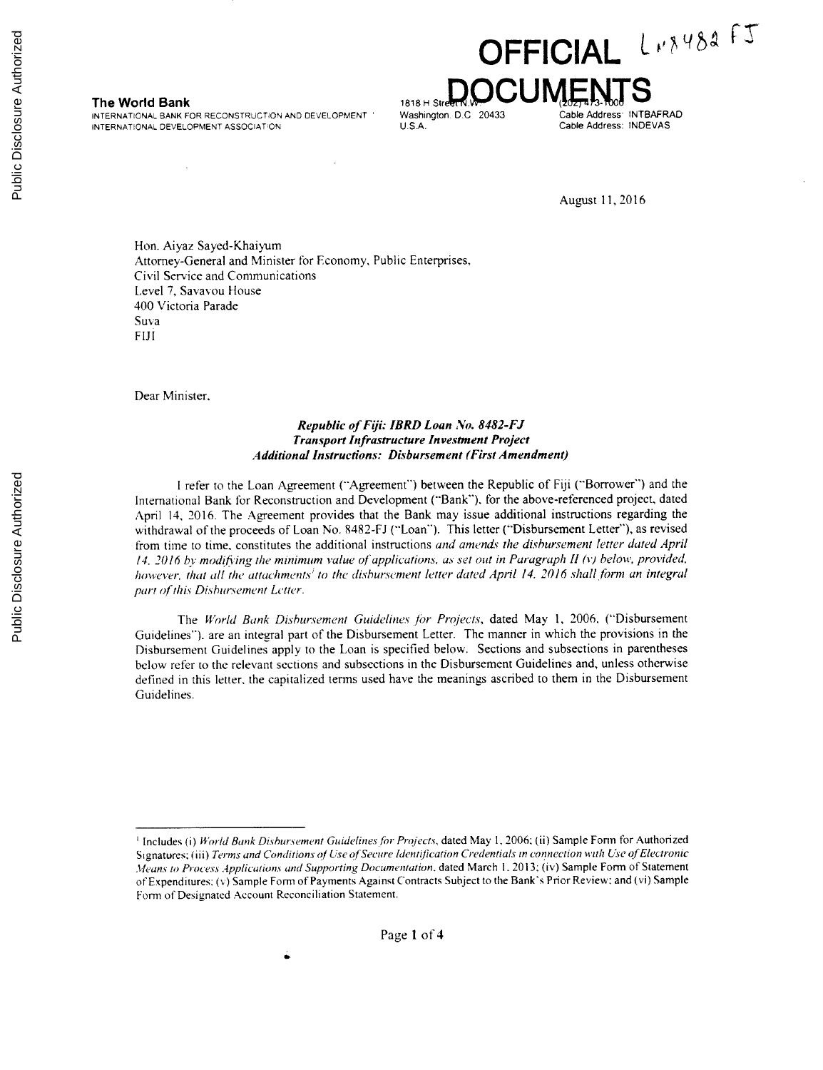**The World Bank**
INTERNATIONAL BANK FOR RECONSTRUCTION AND DEVELOPMENT
INTERNATIONAL DEVELOPMENT ASSOCIATION

**OFFICIAL DOCUMENTS** L8482 FJ

1818 H Street N.W.
Washington, D.C. 20433
U.S.A.

(202) 473-1000
Cable Address: INTBAFRAD
Cable Address: INDEVAS

August 11, 2016

Hon. Aiyaz Sayed-Khaiyum
Attorney-General and Minister for Economy, Public Enterprises,
Civil Service and Communications
Level 7, Savavou House
400 Victoria Parade
Suva
FIJI

Dear Minister,

***Republic of Fiji: IBRD Loan No. 8482-FJ***
***Transport Infrastructure Investment Project***
***Additional Instructions: Disbursement (First Amendment)***

I refer to the Loan Agreement ("Agreement") between the Republic of Fiji ("Borrower") and the International Bank for Reconstruction and Development ("Bank"), for the above-referenced project, dated April 14, 2016. The Agreement provides that the Bank may issue additional instructions regarding the withdrawal of the proceeds of Loan No. 8482-FJ ("Loan"). This letter ("Disbursement Letter"), as revised from time to time, constitutes the additional instructions *and amends the disbursement letter dated April 14, 2016 by modifying the minimum value of applications, as set out in Paragraph II (v) below, provided, however, that all the attachments*[1] *to the disbursement letter dated April 14, 2016 shall form an integral part of this Disbursement Letter.*

The *World Bank Disbursement Guidelines for Projects*, dated May 1, 2006, ("Disbursement Guidelines"), are an integral part of the Disbursement Letter. The manner in which the provisions in the Disbursement Guidelines apply to the Loan is specified below. Sections and subsections in parentheses below refer to the relevant sections and subsections in the Disbursement Guidelines and, unless otherwise defined in this letter, the capitalized terms used have the meanings ascribed to them in the Disbursement Guidelines.

---

[1] Includes (i) *World Bank Disbursement Guidelines for Projects*, dated May 1, 2006; (ii) Sample Form for Authorized Signatures; (iii) *Terms and Conditions of Use of Secure Identification Credentials in connection with Use of Electronic Means to Process Applications and Supporting Documentation*, dated March 1, 2013; (iv) Sample Form of Statement of Expenditures; (v) Sample Form of Payments Against Contracts Subject to the Bank's Prior Review; and (vi) Sample Form of Designated Account Reconciliation Statement.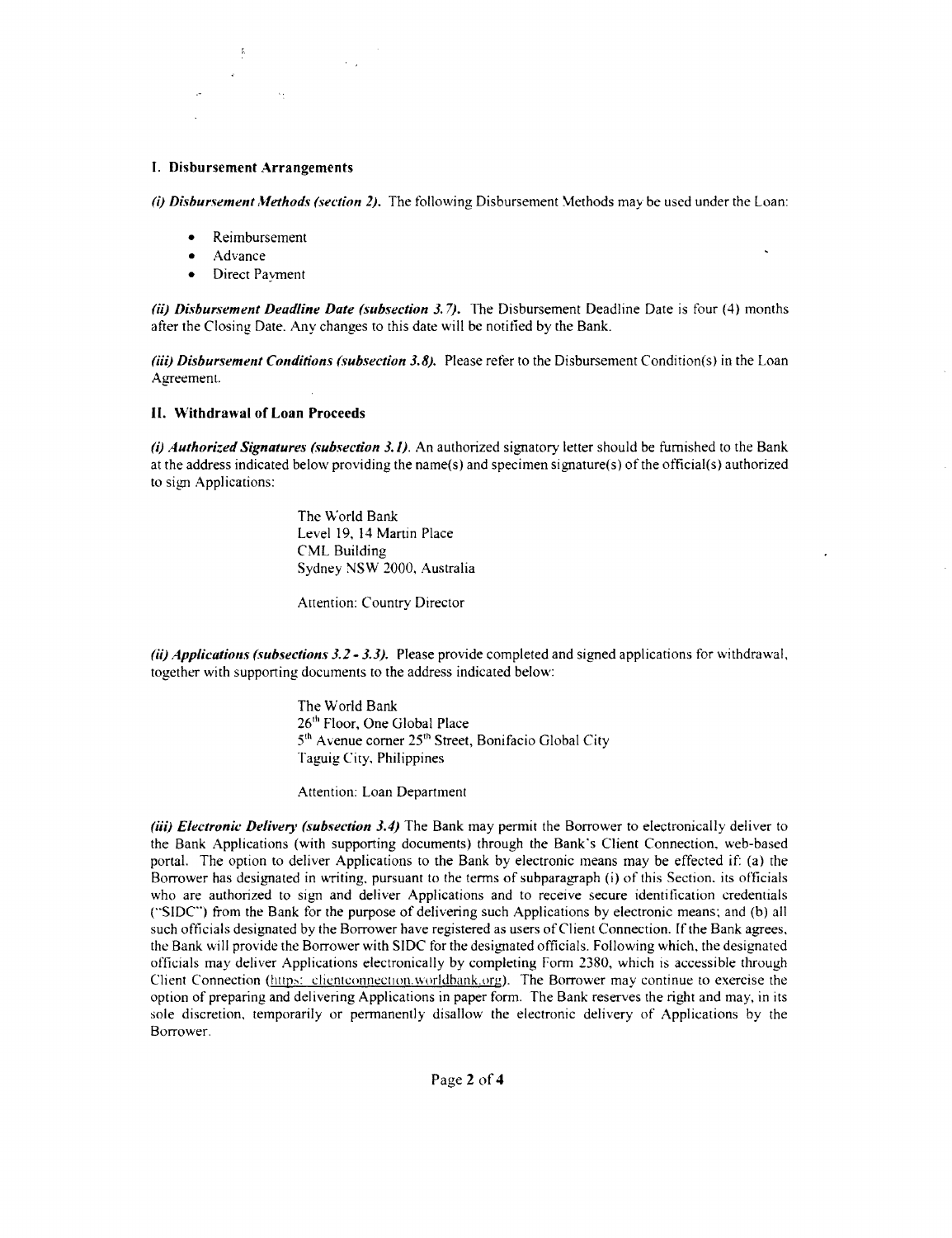## I. Disbursement Arrangements

***(i) Disbursement Methods (section 2).*** The following Disbursement Methods may be used under the Loan:

- Reimbursement
- Advance
- Direct Payment

***(ii) Disbursement Deadline Date (subsection 3.7).*** The Disbursement Deadline Date is four (4) months after the Closing Date. Any changes to this date will be notified by the Bank.

***(iii) Disbursement Conditions (subsection 3.8).*** Please refer to the Disbursement Condition(s) in the Loan Agreement.

## II. Withdrawal of Loan Proceeds

***(i) Authorized Signatures (subsection 3.1).*** An authorized signatory letter should be furnished to the Bank at the address indicated below providing the name(s) and specimen signature(s) of the official(s) authorized to sign Applications:

> The World Bank
> Level 19, 14 Martin Place
> CML Building
> Sydney NSW 2000, Australia
>
> Attention: Country Director

***(ii) Applications (subsections 3.2 - 3.3).*** Please provide completed and signed applications for withdrawal, together with supporting documents to the address indicated below:

> The World Bank
> 26th Floor, One Global Place
> 5th Avenue corner 25th Street, Bonifacio Global City
> Taguig City, Philippines
>
> Attention: Loan Department

***(iii) Electronic Delivery (subsection 3.4)*** The Bank may permit the Borrower to electronically deliver to the Bank Applications (with supporting documents) through the Bank's Client Connection, web-based portal. The option to deliver Applications to the Bank by electronic means may be effected if: (a) the Borrower has designated in writing, pursuant to the terms of subparagraph (i) of this Section, its officials who are authorized to sign and deliver Applications and to receive secure identification credentials ("SIDC") from the Bank for the purpose of delivering such Applications by electronic means; and (b) all such officials designated by the Borrower have registered as users of Client Connection. If the Bank agrees, the Bank will provide the Borrower with SIDC for the designated officials. Following which, the designated officials may deliver Applications electronically by completing Form 2380, which is accessible through Client Connection (https://clientconnection.worldbank.org). The Borrower may continue to exercise the option of preparing and delivering Applications in paper form. The Bank reserves the right and may, in its sole discretion, temporarily or permanently disallow the electronic delivery of Applications by the Borrower.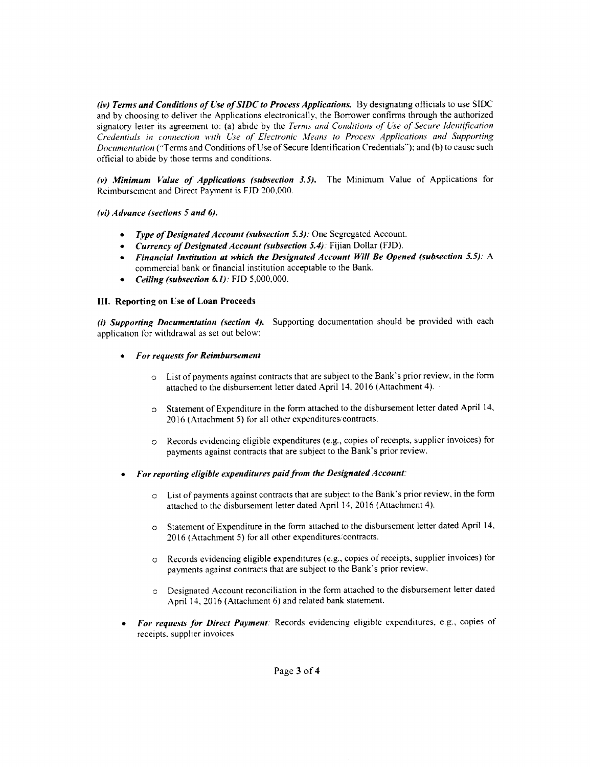*(iv) Terms and Conditions of Use of SIDC to Process Applications.* By designating officials to use SIDC and by choosing to deliver the Applications electronically, the Borrower confirms through the authorized signatory letter its agreement to: (a) abide by the *Terms and Conditions of Use of Secure Identification Credentials in connection with Use of Electronic Means to Process Applications and Supporting Documentation* ("Terms and Conditions of Use of Secure Identification Credentials"); and (b) to cause such official to abide by those terms and conditions.

*(v) Minimum Value of Applications (subsection 3.5).* The Minimum Value of Applications for Reimbursement and Direct Payment is FJD 200,000.

*(vi) Advance (sections 5 and 6).*

- *Type of Designated Account (subsection 5.3):* One Segregated Account.
- *Currency of Designated Account (subsection 5.4):* Fijian Dollar (FJD).
- *Financial Institution at which the Designated Account Will Be Opened (subsection 5.5):* A commercial bank or financial institution acceptable to the Bank.
- *Ceiling (subsection 6.1):* FJD 5,000,000.

### III. Reporting on Use of Loan Proceeds

*(i) Supporting Documentation (section 4).* Supporting documentation should be provided with each application for withdrawal as set out below:

- *For requests for Reimbursement*
  - List of payments against contracts that are subject to the Bank's prior review, in the form attached to the disbursement letter dated April 14, 2016 (Attachment 4).
  - Statement of Expenditure in the form attached to the disbursement letter dated April 14, 2016 (Attachment 5) for all other expenditures/contracts.
  - Records evidencing eligible expenditures (e.g., copies of receipts, supplier invoices) for payments against contracts that are subject to the Bank's prior review.
- *For reporting eligible expenditures paid from the Designated Account:*
  - List of payments against contracts that are subject to the Bank's prior review, in the form attached to the disbursement letter dated April 14, 2016 (Attachment 4).
  - Statement of Expenditure in the form attached to the disbursement letter dated April 14, 2016 (Attachment 5) for all other expenditures/contracts.
  - Records evidencing eligible expenditures (e.g., copies of receipts, supplier invoices) for payments against contracts that are subject to the Bank's prior review.
  - Designated Account reconciliation in the form attached to the disbursement letter dated April 14, 2016 (Attachment 6) and related bank statement.
- *For requests for Direct Payment:* Records evidencing eligible expenditures, e.g., copies of receipts, supplier invoices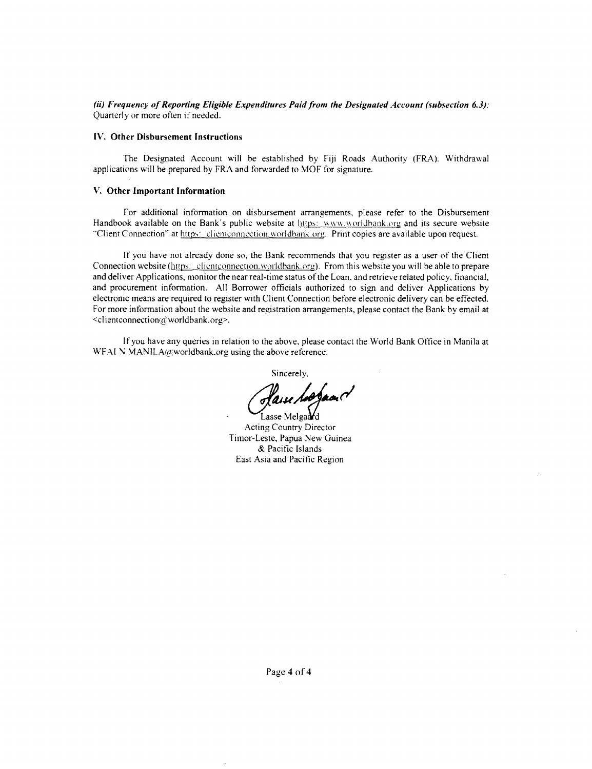*(ii) Frequency of Reporting Eligible Expenditures Paid from the Designated Account (subsection 6.3):* Quarterly or more often if needed.

### IV. Other Disbursement Instructions

The Designated Account will be established by Fiji Roads Authority (FRA). Withdrawal applications will be prepared by FRA and forwarded to MOF for signature.

### V. Other Important Information

For additional information on disbursement arrangements, please refer to the Disbursement Handbook available on the Bank's public website at https://www.worldbank.org and its secure website "Client Connection" at https://clientconnection.worldbank.org. Print copies are available upon request.

If you have not already done so, the Bank recommends that you register as a user of the Client Connection website (https://clientconnection.worldbank.org). From this website you will be able to prepare and deliver Applications, monitor the near real-time status of the Loan, and retrieve related policy, financial, and procurement information. All Borrower officials authorized to sign and deliver Applications by electronic means are required to register with Client Connection before electronic delivery can be effected. For more information about the website and registration arrangements, please contact the Bank by email at <clientconnection@worldbank.org>.

If you have any queries in relation to the above, please contact the World Bank Office in Manila at WFALN MANILA@worldbank.org using the above reference.

Sincerely,

Lasse Melgaard
Acting Country Director
Timor-Leste, Papua New Guinea
& Pacific Islands
East Asia and Pacific Region